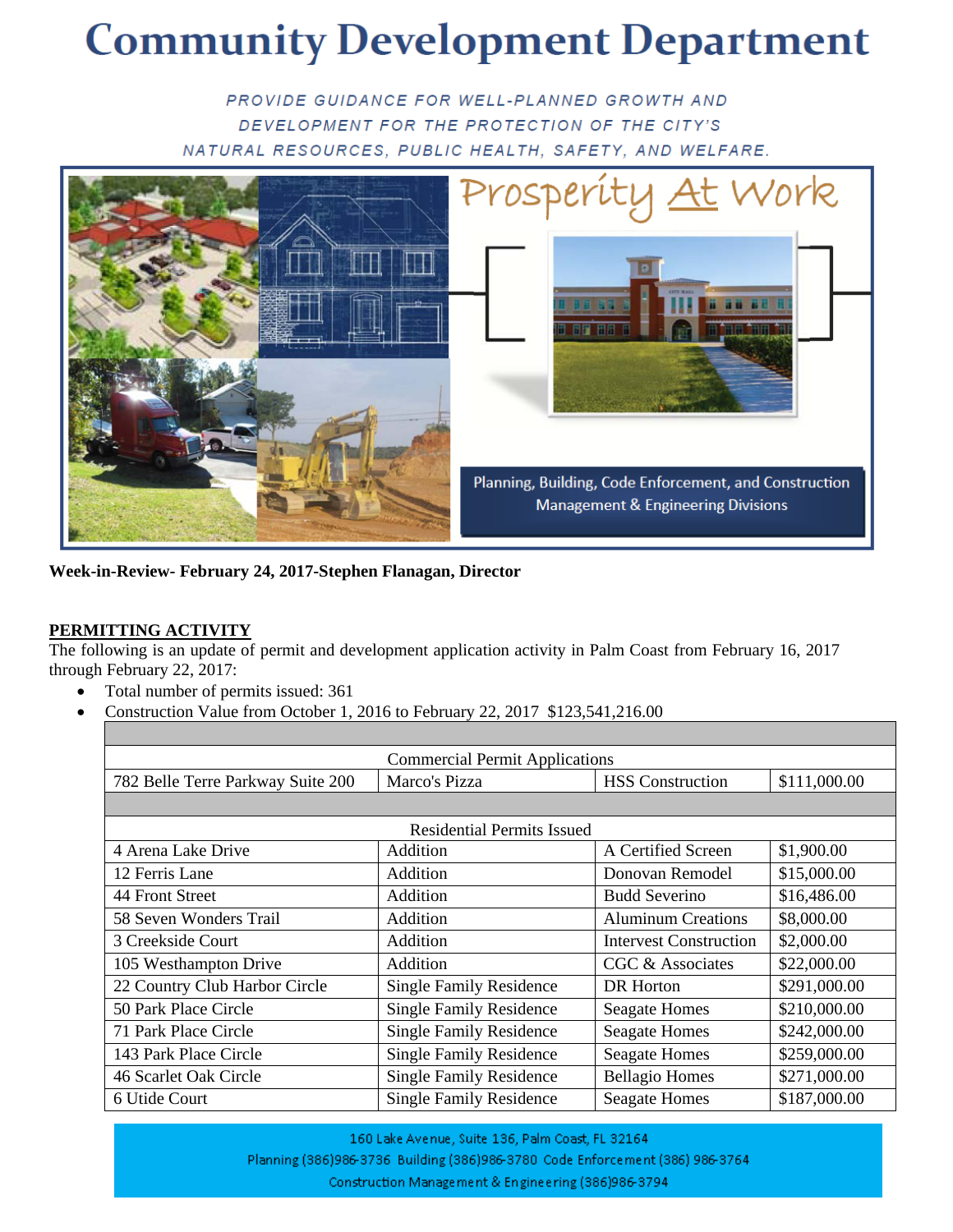# Community Development Department

*PROVIDE GUIDANCE FOR WELL-PLANNED GROWTH AND DEVELOPMENT FOR THE PROTECTION OF THE CITY'S NATURAL RESOURCES, PUBLIC HEALTH, SAFETY, AND WELFARE.*

Prosperity At Work

Planning, Building, Code Enforcement, and Construction Management & Engineering Divisions

**Week-in-Review- February 24, 2017-Stephen Flanagan, Director**

## PERMITTING ACTIVITY

The following is an update of permit and development application activity in Palm Coast from February 16, 2017 through February 22, 2017:

- Total number of permits issued: 361
- Construction Value from October 1, 2016 to February 22, 2017 $123,541,216.00

| | | | |
|---|---|---|---|
| Commercial Permit Applications | | | |
| 782 Belle Terre Parkway Suite 200 | Marco's Pizza | HSS Construction | $111,000.00 |
| | | | |
| Residential Permits Issued | | | |
| 4 Arena Lake Drive | Addition | A Certified Screen | $1,900.00 |
| 12 Ferris Lane | Addition | Donovan Remodel | $15,000.00 |
| 44 Front Street | Addition | Budd Severino | $16,486.00 |
| 58 Seven Wonders Trail | Addition | Aluminum Creations | $8,000.00 |
| 3 Creekside Court | Addition | Intervest Construction | $2,000.00 |
| 105 Westhampton Drive | Addition | CGC & Associates | $22,000.00 |
| 22 Country Club Harbor Circle | Single Family Residence | DR Horton | $291,000.00 |
| 50 Park Place Circle | Single Family Residence | Seagate Homes | $210,000.00 |
| 71 Park Place Circle | Single Family Residence | Seagate Homes | $242,000.00 |
| 143 Park Place Circle | Single Family Residence | Seagate Homes | $259,000.00 |
| 46 Scarlet Oak Circle | Single Family Residence | Bellagio Homes | $271,000.00 |
| 6 Utide Court | Single Family Residence | Seagate Homes | $187,000.00 |

160 Lake Avenue, Suite 136, Palm Coast, FL 32164
Planning (386)986-3736 Building (386)986-3780 Code Enforcement (386) 986-3764
Construction Management & Engineering (386)986-3794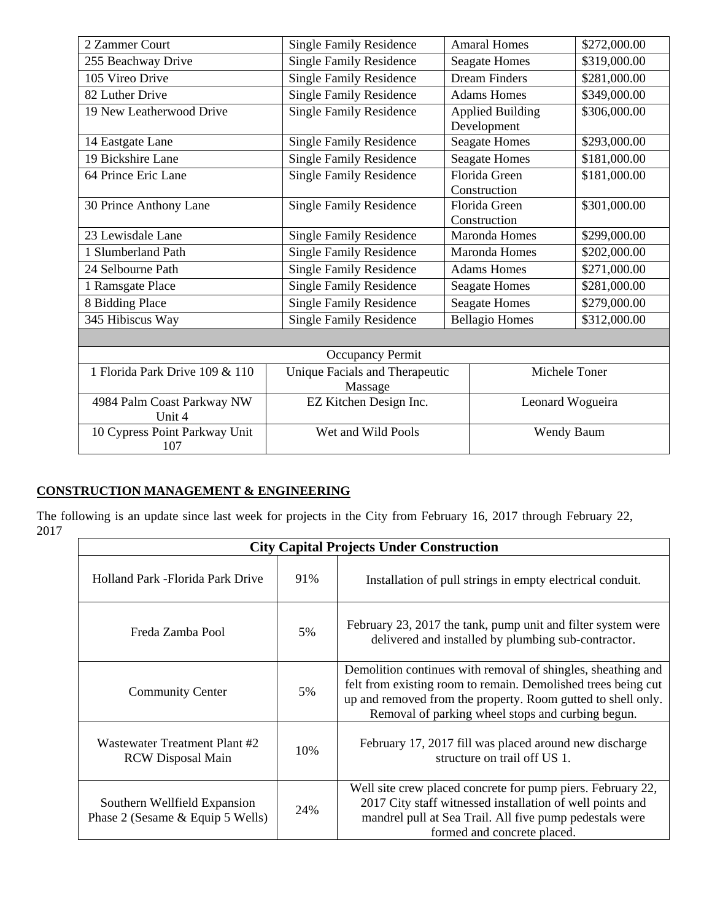| | | | |
|---|---|---|---|
| 2 Zammer Court | Single Family Residence | Amaral Homes | $272,000.00 |
| 255 Beachway Drive | Single Family Residence | Seagate Homes | $319,000.00 |
| 105 Vireo Drive | Single Family Residence | Dream Finders | $281,000.00 |
| 82 Luther Drive | Single Family Residence | Adams Homes | $349,000.00 |
| 19 New Leatherwood Drive | Single Family Residence | Applied Building Development | $306,000.00 |
| 14 Eastgate Lane | Single Family Residence | Seagate Homes | $293,000.00 |
| 19 Bickshire Lane | Single Family Residence | Seagate Homes | $181,000.00 |
| 64 Prince Eric Lane | Single Family Residence | Florida Green Construction | $181,000.00 |
| 30 Prince Anthony Lane | Single Family Residence | Florida Green Construction | $301,000.00 |
| 23 Lewisdale Lane | Single Family Residence | Maronda Homes | $299,000.00 |
| 1 Slumberland Path | Single Family Residence | Maronda Homes | $202,000.00 |
| 24 Selbourne Path | Single Family Residence | Adams Homes | $271,000.00 |
| 1 Ramsgate Place | Single Family Residence | Seagate Homes | $281,000.00 |
| 8 Bidding Place | Single Family Residence | Seagate Homes | $279,000.00 |
| 345 Hibiscus Way | Single Family Residence | Bellagio Homes | $312,000.00 |

| Occupancy Permit | | |
|---|---|---|
| 1 Florida Park Drive 109 & 110 | Unique Facials and Therapeutic Massage | Michele Toner |
| 4984 Palm Coast Parkway NW Unit 4 | EZ Kitchen Design Inc. | Leonard Wogueira |
| 10 Cypress Point Parkway Unit 107 | Wet and Wild Pools | Wendy Baum |

## CONSTRUCTION MANAGEMENT & ENGINEERING

The following is an update since last week for projects in the City from February 16, 2017 through February 22, 2017

| City Capital Projects Under Construction | | |
|---|---|---|
| Holland Park -Florida Park Drive | 91% | Installation of pull strings in empty electrical conduit. |
| Freda Zamba Pool | 5% | February 23, 2017 the tank, pump unit and filter system were delivered and installed by plumbing sub-contractor. |
| Community Center | 5% | Demolition continues with removal of shingles, sheathing and felt from existing room to remain. Demolished trees being cut up and removed from the property. Room gutted to shell only. Removal of parking wheel stops and curbing begun. |
| Wastewater Treatment Plant #2 RCW Disposal Main | 10% | February 17, 2017 fill was placed around new discharge structure on trail off US 1. |
| Southern Wellfield Expansion Phase 2 (Sesame & Equip 5 Wells) | 24% | Well site crew placed concrete for pump piers. February 22, 2017 City staff witnessed installation of well points and mandrel pull at Sea Trail. All five pump pedestals were formed and concrete placed. |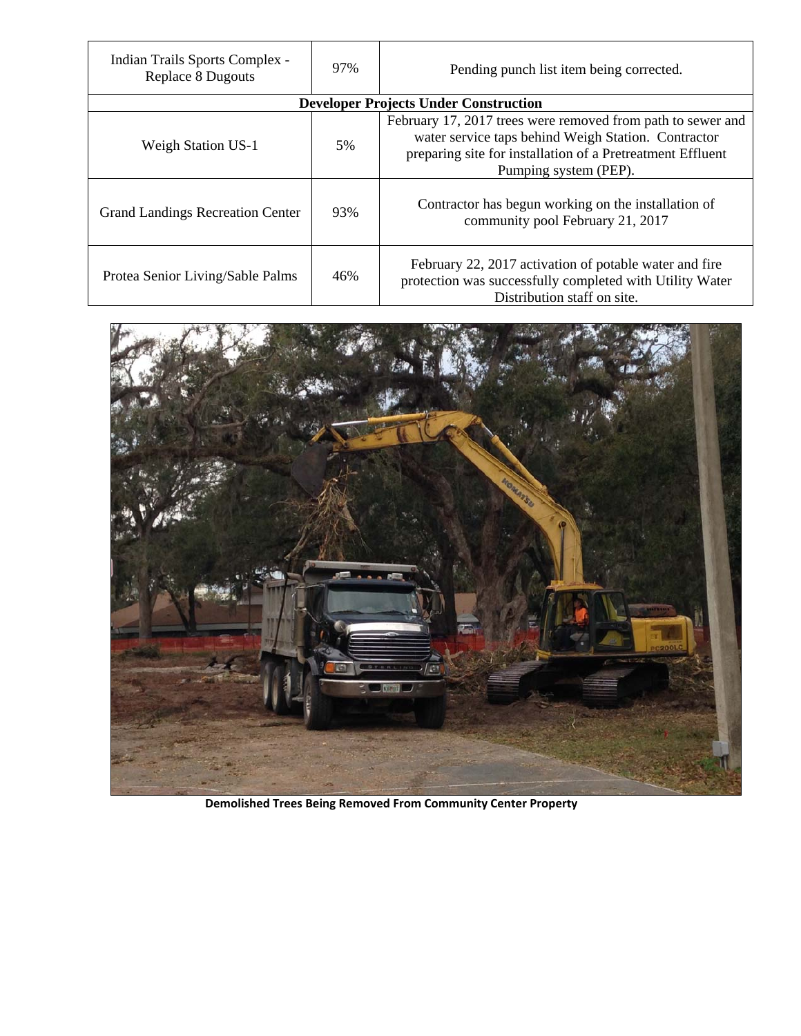| | | |
|---|---|---|
| Indian Trails Sports Complex - Replace 8 Dugouts | 97% | Pending punch list item being corrected. |
| **Developer Projects Under Construction** | | |
| Weigh Station US-1 | 5% | February 17, 2017 trees were removed from path to sewer and water service taps behind Weigh Station. Contractor preparing site for installation of a Pretreatment Effluent Pumping system (PEP). |
| Grand Landings Recreation Center | 93% | Contractor has begun working on the installation of community pool February 21, 2017 |
| Protea Senior Living/Sable Palms | 46% | February 22, 2017 activation of potable water and fire protection was successfully completed with Utility Water Distribution staff on site. |

**Demolished Trees Being Removed From Community Center Property**